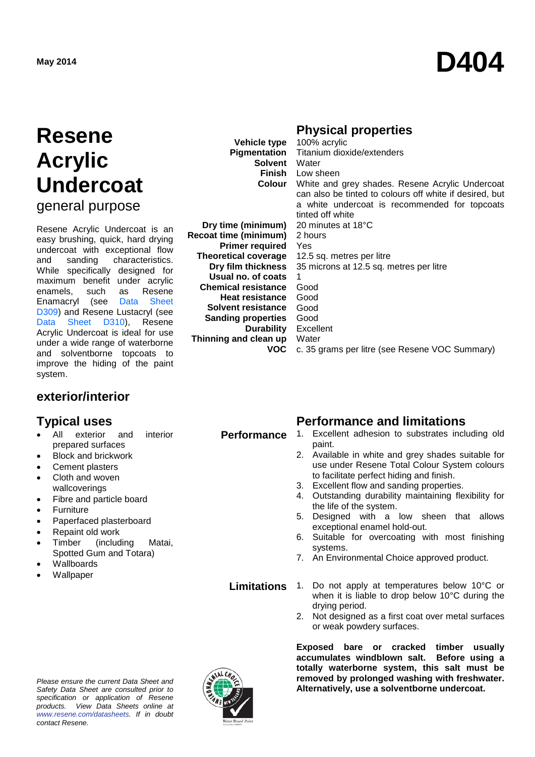May 2014

# D404

# Resene Acrylic Undercoat

general purpose

Resene Acrylic Undercoat is an easy brushing, quick, hard drying undercoat with exceptional flow and sanding characteristics. While specifically designed for maximum benefit under acrylic enamels, such as Resene Enamacryl (see Data Sheet D309) and Resene Lustacryl (see Data Sheet D310), Resene Acrylic Undercoat is ideal for use under a wide range of waterborne and solventborne topcoats to improve the hiding of the paint system.

## exterior/interior

## Typical uses

- All exterior and interior prepared surfaces
- Block and brickwork
- Cement plasters
- Cloth and woven wallcoverings
- Fibre and particle board
- Furniture
- Paperfaced plasterboard
- Repaint old work
- Timber (including Matai, Spotted Gum and Totara)
- Wallboards
- Wallpaper

## Physical properties

| Property | Value |
|---|---|
| **Vehicle type** | 100% acrylic |
| **Pigmentation** | Titanium dioxide/extenders |
| **Solvent** | Water |
| **Finish** | Low sheen |
| **Colour** | White and grey shades. Resene Acrylic Undercoat can also be tinted to colours off white if desired, but a white undercoat is recommended for topcoats tinted off white |
| **Dry time (minimum)** | 20 minutes at 18°C |
| **Recoat time (minimum)** | 2 hours |
| **Primer required** | Yes |
| **Theoretical coverage** | 12.5 sq. metres per litre |
| **Dry film thickness** | 35 microns at 12.5 sq. metres per litre |
| **Usual no. of coats** | 1 |
| **Chemical resistance** | Good |
| **Heat resistance** | Good |
| **Solvent resistance** | Good |
| **Sanding properties** | Good |
| **Durability** | Excellent |
| **Thinning and clean up** | Water |
| **VOC** | c. 35 grams per litre (see Resene VOC Summary) |

## Performance and limitations

### Performance

1. Excellent adhesion to substrates including old paint.
2. Available in white and grey shades suitable for use under Resene Total Colour System colours to facilitate perfect hiding and finish.
3. Excellent flow and sanding properties.
4. Outstanding durability maintaining flexibility for the life of the system.
5. Designed with a low sheen that allows exceptional enamel hold-out.
6. Suitable for overcoating with most finishing systems.
7. An Environmental Choice approved product.

### Limitations

1. Do not apply at temperatures below 10°C or when it is liable to drop below 10°C during the drying period.
2. Not designed as a first coat over metal surfaces or weak powdery surfaces.

**Exposed bare or cracked timber usually accumulates windblown salt. Before using a totally waterborne system, this salt must be removed by prolonged washing with freshwater. Alternatively, use a solventborne undercoat.**

*Please ensure the current Data Sheet and Safety Data Sheet are consulted prior to specification or application of Resene products. View Data Sheets online at www.resene.com/datasheets. If in doubt contact Resene.*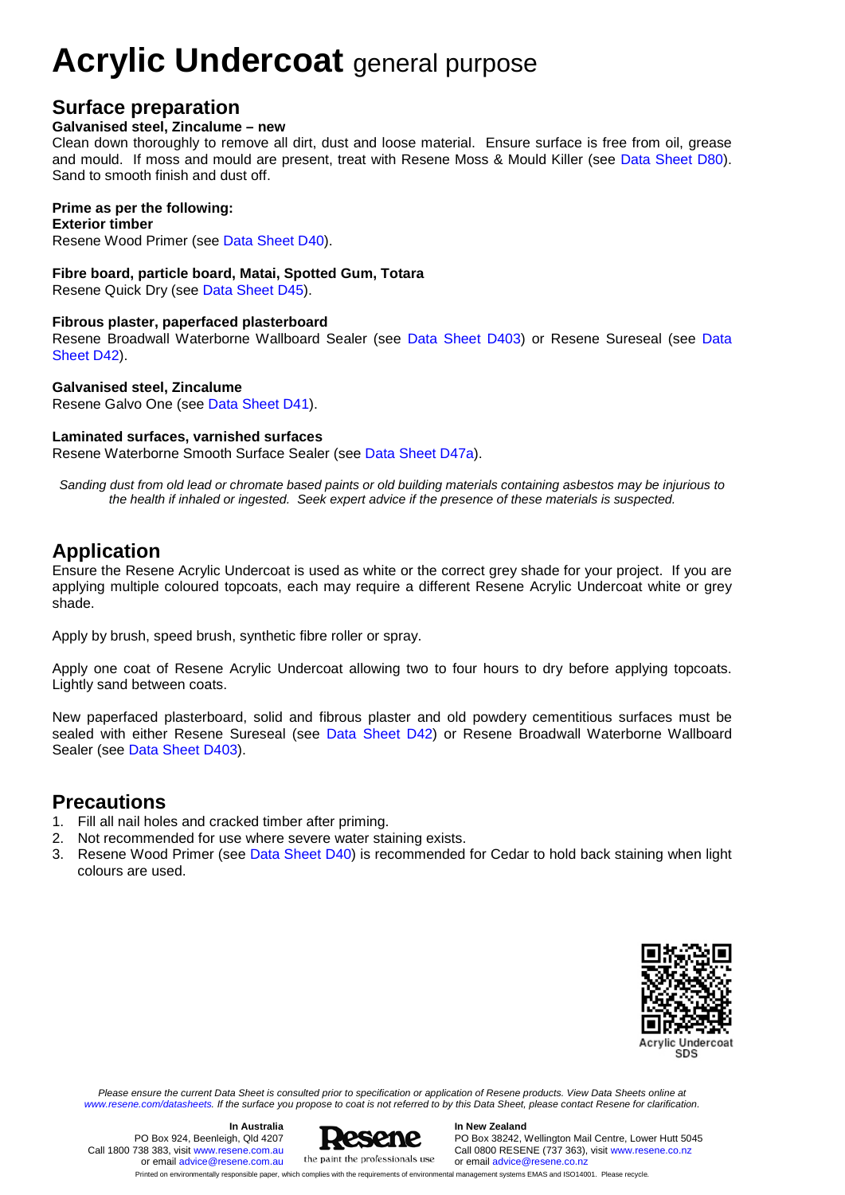# Acrylic Undercoat general purpose

## Surface preparation

**Galvanised steel, Zincalume – new**

Clean down thoroughly to remove all dirt, dust and loose material. Ensure surface is free from oil, grease and mould. If moss and mould are present, treat with Resene Moss & Mould Killer (see Data Sheet D80). Sand to smooth finish and dust off.

**Prime as per the following:**

**Exterior timber**

Resene Wood Primer (see Data Sheet D40).

**Fibre board, particle board, Matai, Spotted Gum, Totara**

Resene Quick Dry (see Data Sheet D45).

**Fibrous plaster, paperfaced plasterboard**

Resene Broadwall Waterborne Wallboard Sealer (see Data Sheet D403) or Resene Sureseal (see Data Sheet D42).

**Galvanised steel, Zincalume**

Resene Galvo One (see Data Sheet D41).

**Laminated surfaces, varnished surfaces**

Resene Waterborne Smooth Surface Sealer (see Data Sheet D47a).

*Sanding dust from old lead or chromate based paints or old building materials containing asbestos may be injurious to the health if inhaled or ingested. Seek expert advice if the presence of these materials is suspected.*

## Application

Ensure the Resene Acrylic Undercoat is used as white or the correct grey shade for your project. If you are applying multiple coloured topcoats, each may require a different Resene Acrylic Undercoat white or grey shade.

Apply by brush, speed brush, synthetic fibre roller or spray.

Apply one coat of Resene Acrylic Undercoat allowing two to four hours to dry before applying topcoats. Lightly sand between coats.

New paperfaced plasterboard, solid and fibrous plaster and old powdery cementitious surfaces must be sealed with either Resene Sureseal (see Data Sheet D42) or Resene Broadwall Waterborne Wallboard Sealer (see Data Sheet D403).

## Precautions

1. Fill all nail holes and cracked timber after priming.
2. Not recommended for use where severe water staining exists.
3. Resene Wood Primer (see Data Sheet D40) is recommended for Cedar to hold back staining when light colours are used.

Acrylic Undercoat SDS

*Please ensure the current Data Sheet is consulted prior to specification or application of Resene products. View Data Sheets online at www.resene.com/datasheets. If the surface you propose to coat is not referred to by this Data Sheet, please contact Resene for clarification.*

**In Australia**
PO Box 924, Beenleigh, Qld 4207
Call 1800 738 383, visit www.resene.com.au
or email advice@resene.com.au

Resene
the paint the professionals use

**In New Zealand**
PO Box 38242, Wellington Mail Centre, Lower Hutt 5045
Call 0800 RESENE (737 363), visit www.resene.co.nz
or email advice@resene.co.nz

Printed on environmentally responsible paper, which complies with the requirements of environmental management systems EMAS and ISO14001. Please recycle.